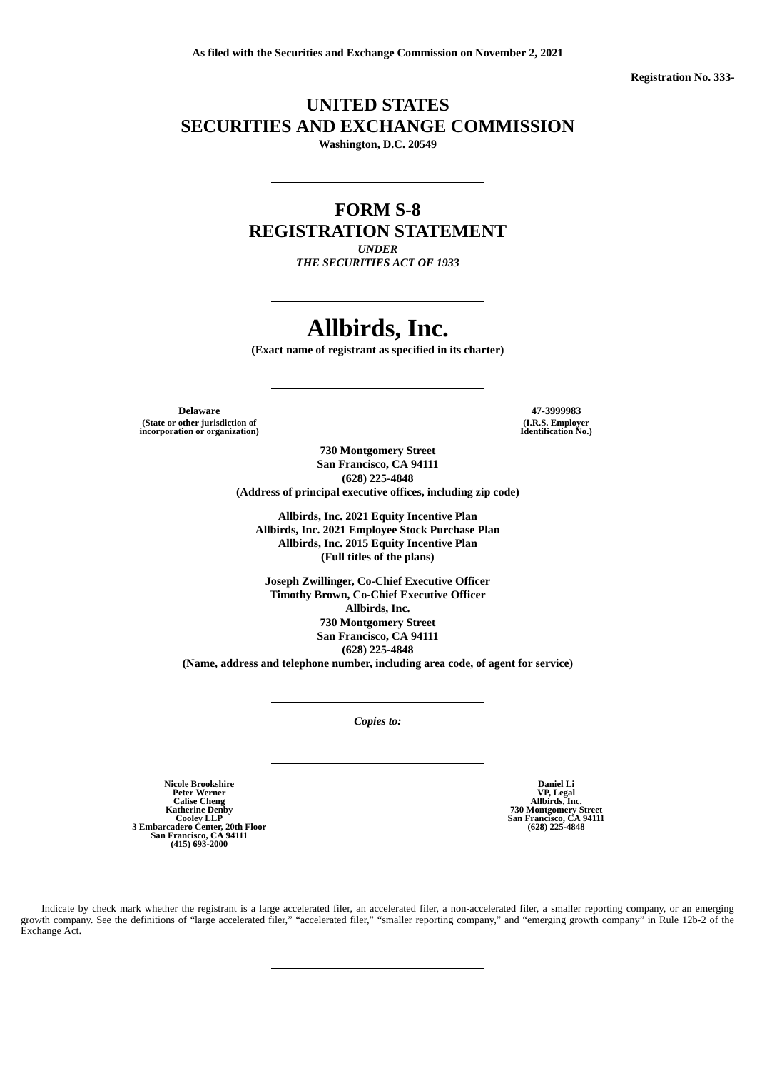**As filed with the Securities and Exchange Commission on November 2, 2021**

**Registration No. 333-**

# UNITED STATES
# SECURITIES AND EXCHANGE COMMISSION

**Washington, D.C. 20549**

---

## FORM S-8
## REGISTRATION STATEMENT

***UNDER***
***THE SECURITIES ACT OF 1933***

---

# Allbirds, Inc.

**(Exact name of registrant as specified in its charter)**

---

| **Delaware** | **47-3999983** |
|---|---|
| **(State or other jurisdiction of incorporation or organization)** | **(I.R.S. Employer Identification No.)** |

**730 Montgomery Street**
**San Francisco, CA 94111**
**(628) 225-4848**
**(Address of principal executive offices, including zip code)**

**Allbirds, Inc. 2021 Equity Incentive Plan**
**Allbirds, Inc. 2021 Employee Stock Purchase Plan**
**Allbirds, Inc. 2015 Equity Incentive Plan**
**(Full titles of the plans)**

**Joseph Zwillinger, Co-Chief Executive Officer**
**Timothy Brown, Co-Chief Executive Officer**
**Allbirds, Inc.**
**730 Montgomery Street**
**San Francisco, CA 94111**
**(628) 225-4848**
**(Name, address and telephone number, including area code, of agent for service)**

---

***Copies to:***

---

| **Nicole Brookshire**<br>**Peter Werner**<br>**Calise Cheng**<br>**Katherine Denby**<br>**Cooley LLP**<br>**3 Embarcadero Center, 20th Floor**<br>**San Francisco, CA 94111**<br>**(415) 693-2000** | **Daniel Li**<br>**VP, Legal**<br>**Allbirds, Inc.**<br>**730 Montgomery Street**<br>**San Francisco, CA 94111**<br>**(628) 225-4848** |
|---|---|

---

Indicate by check mark whether the registrant is a large accelerated filer, an accelerated filer, a non-accelerated filer, a smaller reporting company, or an emerging growth company. See the definitions of "large accelerated filer," "accelerated filer," "smaller reporting company," and "emerging growth company" in Rule 12b-2 of the Exchange Act.

---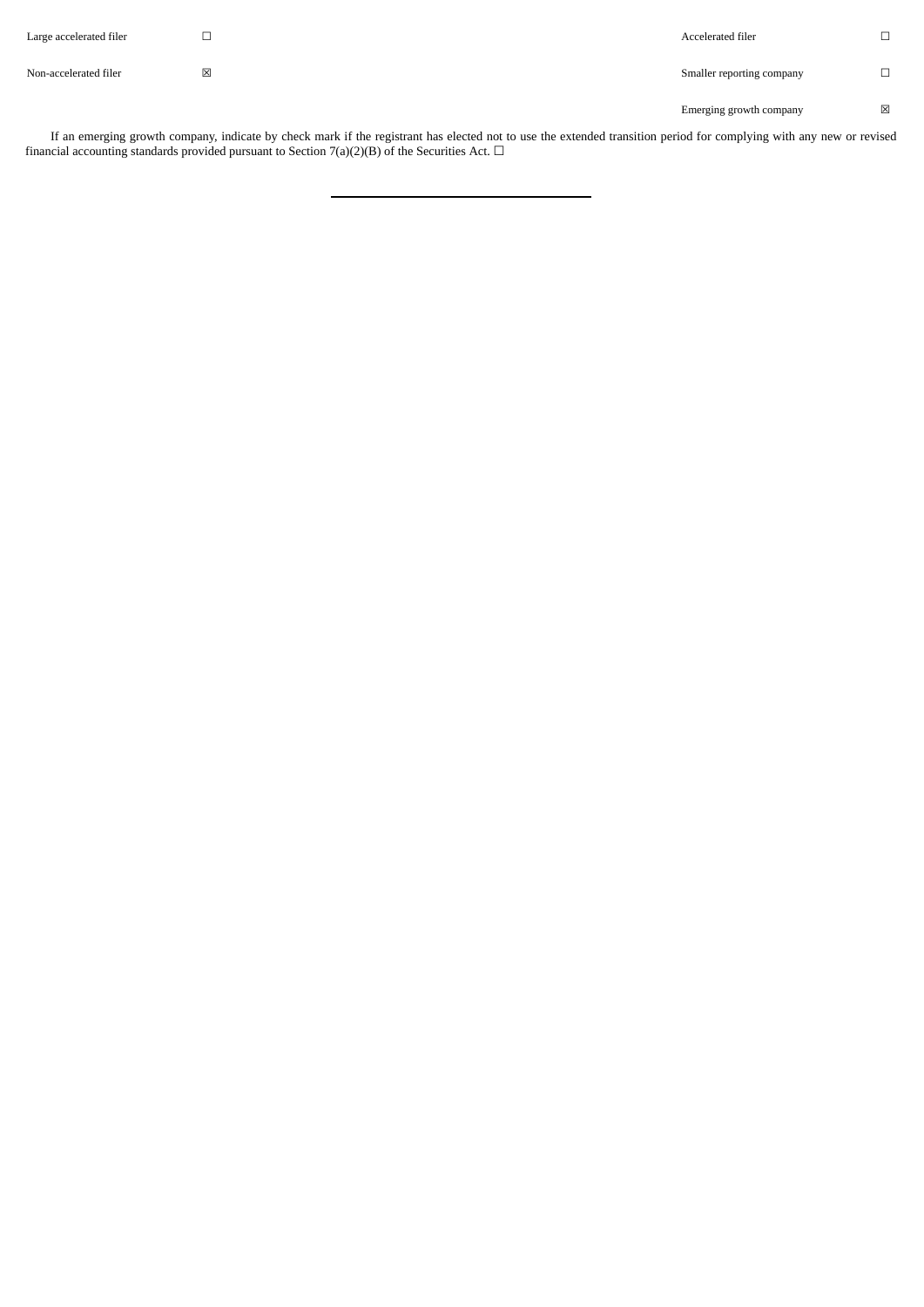| | | | |
|---|---|---|---|
| Large accelerated filer | ☐ | Accelerated filer | ☐ |
| Non-accelerated filer | ☒ | Smaller reporting company | ☐ |
| | | Emerging growth company | ☒ |

If an emerging growth company, indicate by check mark if the registrant has elected not to use the extended transition period for complying with any new or revised financial accounting standards provided pursuant to Section 7(a)(2)(B) of the Securities Act. ☐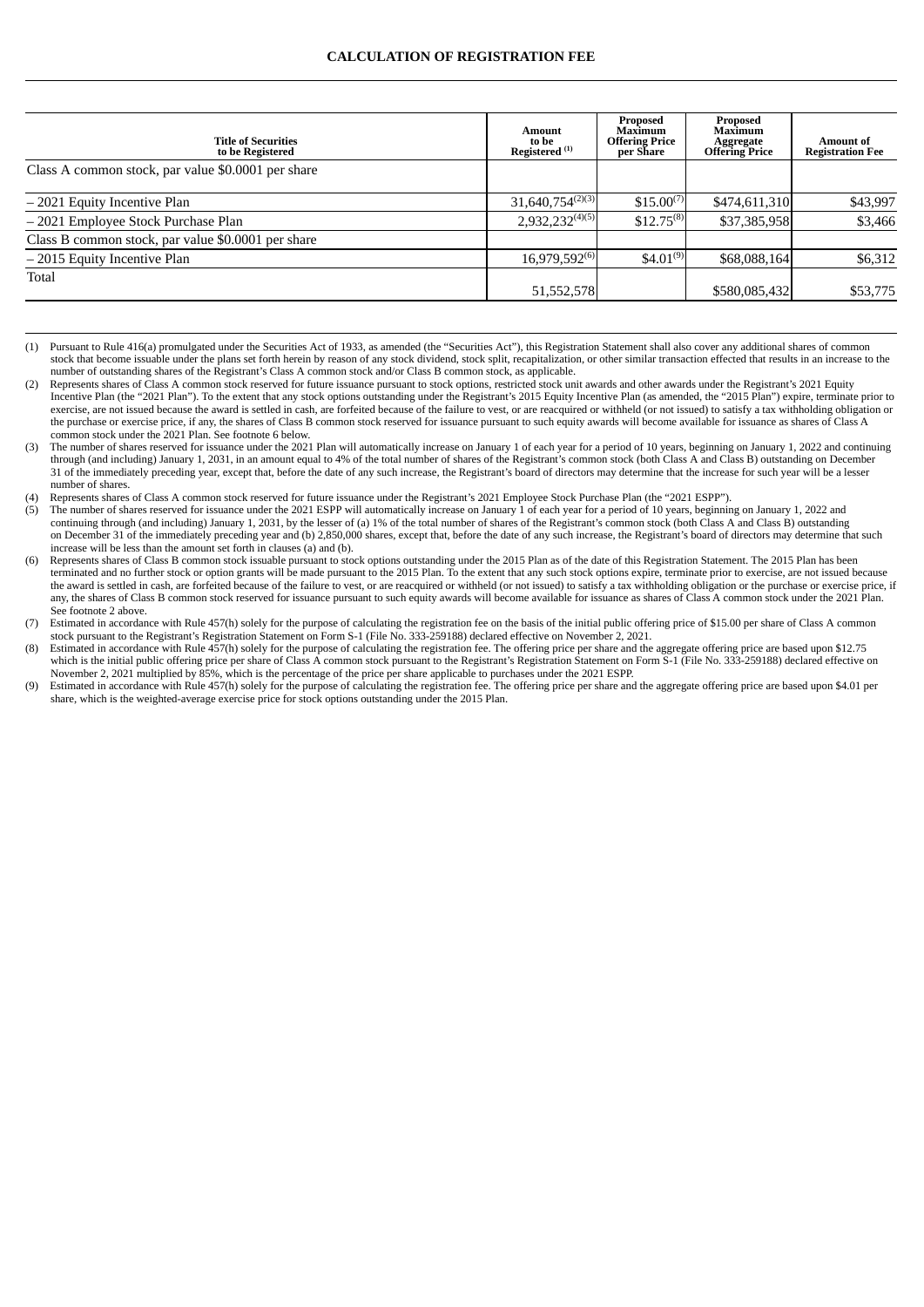## CALCULATION OF REGISTRATION FEE

| Title of Securities to be Registered | Amount to be Registered [(1)] | Proposed Maximum Offering Price per Share | Proposed Maximum Aggregate Offering Price | Amount of Registration Fee |
|---|---|---|---|---|
| Class A common stock, par value $0.0001 per share | | | | |
| – 2021 Equity Incentive Plan | 31,640,754[(2)(3)] | $15.00[(7)] | $474,611,310 | $43,997 |
| – 2021 Employee Stock Purchase Plan | 2,932,232[(4)(5)] | $12.75[(8)] | $37,385,958 | $3,466 |
| Class B common stock, par value $0.0001 per share | | | | |
| – 2015 Equity Incentive Plan | 16,979,592[(6)] | $4.01[(9)] | $68,088,164 | $6,312 |
| Total | 51,552,578 | | $580,085,432 | $53,775 |

(1) Pursuant to Rule 416(a) promulgated under the Securities Act of 1933, as amended (the "Securities Act"), this Registration Statement shall also cover any additional shares of common stock that become issuable under the plans set forth herein by reason of any stock dividend, stock split, recapitalization, or other similar transaction effected that results in an increase to the number of outstanding shares of the Registrant's Class A common stock and/or Class B common stock, as applicable.

(2) Represents shares of Class A common stock reserved for future issuance pursuant to stock options, restricted stock unit awards and other awards under the Registrant's 2021 Equity Incentive Plan (the "2021 Plan"). To the extent that any stock options outstanding under the Registrant's 2015 Equity Incentive Plan (as amended, the "2015 Plan") expire, terminate prior to exercise, are not issued because the award is settled in cash, are forfeited because of the failure to vest, or are reacquired or withheld (or not issued) to satisfy a tax withholding obligation or the purchase or exercise price, if any, the shares of Class B common stock reserved for issuance pursuant to such equity awards will become available for issuance as shares of Class A common stock under the 2021 Plan. See footnote 6 below.

(3) The number of shares reserved for issuance under the 2021 Plan will automatically increase on January 1 of each year for a period of 10 years, beginning on January 1, 2022 and continuing through (and including) January 1, 2031, in an amount equal to 4% of the total number of shares of the Registrant's common stock (both Class A and Class B) outstanding on December 31 of the immediately preceding year, except that, before the date of any such increase, the Registrant's board of directors may determine that the increase for such year will be a lesser number of shares.

(4) Represents shares of Class A common stock reserved for future issuance under the Registrant's 2021 Employee Stock Purchase Plan (the "2021 ESPP").

(5) The number of shares reserved for issuance under the 2021 ESPP will automatically increase on January 1 of each year for a period of 10 years, beginning on January 1, 2022 and continuing through (and including) January 1, 2031, by the lesser of (a) 1% of the total number of shares of the Registrant's common stock (both Class A and Class B) outstanding on December 31 of the immediately preceding year and (b) 2,850,000 shares, except that, before the date of any such increase, the Registrant's board of directors may determine that such increase will be less than the amount set forth in clauses (a) and (b).

(6) Represents shares of Class B common stock issuable pursuant to stock options outstanding under the 2015 Plan as of the date of this Registration Statement. The 2015 Plan has been terminated and no further stock or option grants will be made pursuant to the 2015 Plan. To the extent that any such stock options expire, terminate prior to exercise, are not issued because the award is settled in cash, are forfeited because of the failure to vest, or are reacquired or withheld (or not issued) to satisfy a tax withholding obligation or the purchase or exercise price, if any, the shares of Class B common stock reserved for issuance pursuant to such equity awards will become available for issuance as shares of Class A common stock under the 2021 Plan. See footnote 2 above.

(7) Estimated in accordance with Rule 457(h) solely for the purpose of calculating the registration fee on the basis of the initial public offering price of $15.00 per share of Class A common stock pursuant to the Registrant's Registration Statement on Form S-1 (File No. 333-259188) declared effective on November 2, 2021.

(8) Estimated in accordance with Rule 457(h) solely for the purpose of calculating the registration fee. The offering price per share and the aggregate offering price are based upon $12.75 which is the initial public offering price per share of Class A common stock pursuant to the Registrant's Registration Statement on Form S-1 (File No. 333-259188) declared effective on November 2, 2021 multiplied by 85%, which is the percentage of the price per share applicable to purchases under the 2021 ESPP.

(9) Estimated in accordance with Rule 457(h) solely for the purpose of calculating the registration fee. The offering price per share and the aggregate offering price are based upon $4.01 per share, which is the weighted-average exercise price for stock options outstanding under the 2015 Plan.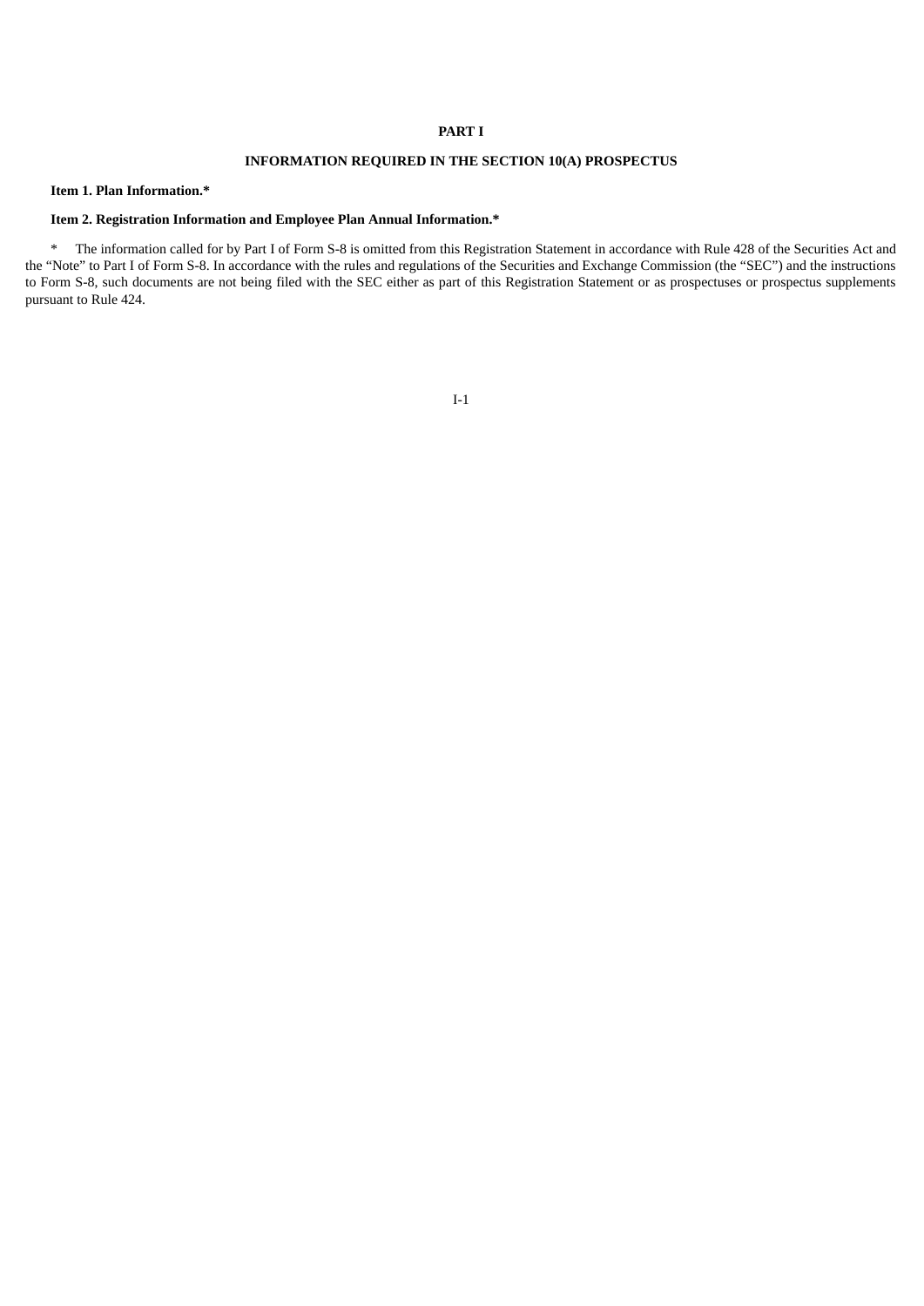# PART I

## INFORMATION REQUIRED IN THE SECTION 10(A) PROSPECTUS

**Item 1. Plan Information.***

**Item 2. Registration Information and Employee Plan Annual Information.***

\* The information called for by Part I of Form S-8 is omitted from this Registration Statement in accordance with Rule 428 of the Securities Act and the "Note" to Part I of Form S-8. In accordance with the rules and regulations of the Securities and Exchange Commission (the "SEC") and the instructions to Form S-8, such documents are not being filed with the SEC either as part of this Registration Statement or as prospectuses or prospectus supplements pursuant to Rule 424.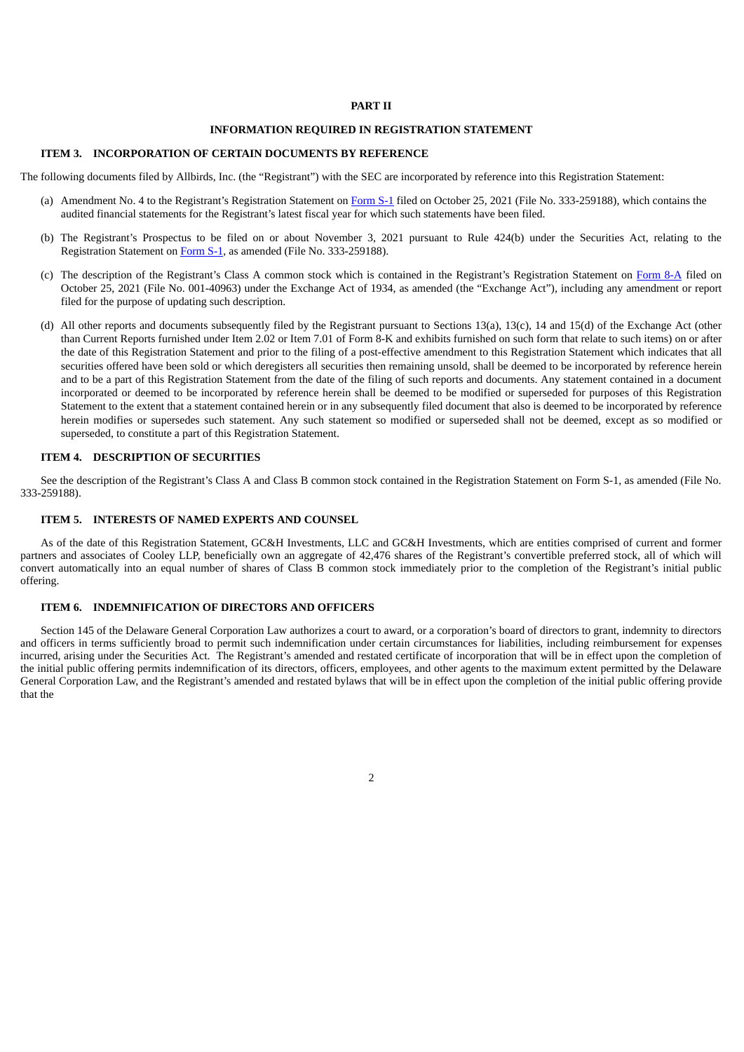# PART II

## INFORMATION REQUIRED IN REGISTRATION STATEMENT

### ITEM 3. INCORPORATION OF CERTAIN DOCUMENTS BY REFERENCE

The following documents filed by Allbirds, Inc. (the "Registrant") with the SEC are incorporated by reference into this Registration Statement:

(a) Amendment No. 4 to the Registrant's Registration Statement on Form S-1 filed on October 25, 2021 (File No. 333-259188), which contains the audited financial statements for the Registrant's latest fiscal year for which such statements have been filed.

(b) The Registrant's Prospectus to be filed on or about November 3, 2021 pursuant to Rule 424(b) under the Securities Act, relating to the Registration Statement on Form S-1, as amended (File No. 333-259188).

(c) The description of the Registrant's Class A common stock which is contained in the Registrant's Registration Statement on Form 8-A filed on October 25, 2021 (File No. 001-40963) under the Exchange Act of 1934, as amended (the "Exchange Act"), including any amendment or report filed for the purpose of updating such description.

(d) All other reports and documents subsequently filed by the Registrant pursuant to Sections 13(a), 13(c), 14 and 15(d) of the Exchange Act (other than Current Reports furnished under Item 2.02 or Item 7.01 of Form 8-K and exhibits furnished on such form that relate to such items) on or after the date of this Registration Statement and prior to the filing of a post-effective amendment to this Registration Statement which indicates that all securities offered have been sold or which deregisters all securities then remaining unsold, shall be deemed to be incorporated by reference herein and to be a part of this Registration Statement from the date of the filing of such reports and documents. Any statement contained in a document incorporated or deemed to be incorporated by reference herein shall be deemed to be modified or superseded for purposes of this Registration Statement to the extent that a statement contained herein or in any subsequently filed document that also is deemed to be incorporated by reference herein modifies or supersedes such statement. Any such statement so modified or superseded shall not be deemed, except as so modified or superseded, to constitute a part of this Registration Statement.

### ITEM 4. DESCRIPTION OF SECURITIES

See the description of the Registrant's Class A and Class B common stock contained in the Registration Statement on Form S-1, as amended (File No. 333-259188).

### ITEM 5. INTERESTS OF NAMED EXPERTS AND COUNSEL

As of the date of this Registration Statement, GC&H Investments, LLC and GC&H Investments, which are entities comprised of current and former partners and associates of Cooley LLP, beneficially own an aggregate of 42,476 shares of the Registrant's convertible preferred stock, all of which will convert automatically into an equal number of shares of Class B common stock immediately prior to the completion of the Registrant's initial public offering.

### ITEM 6. INDEMNIFICATION OF DIRECTORS AND OFFICERS

Section 145 of the Delaware General Corporation Law authorizes a court to award, or a corporation's board of directors to grant, indemnity to directors and officers in terms sufficiently broad to permit such indemnification under certain circumstances for liabilities, including reimbursement for expenses incurred, arising under the Securities Act. The Registrant's amended and restated certificate of incorporation that will be in effect upon the completion of the initial public offering permits indemnification of its directors, officers, employees, and other agents to the maximum extent permitted by the Delaware General Corporation Law, and the Registrant's amended and restated bylaws that will be in effect upon the completion of the initial public offering provide that the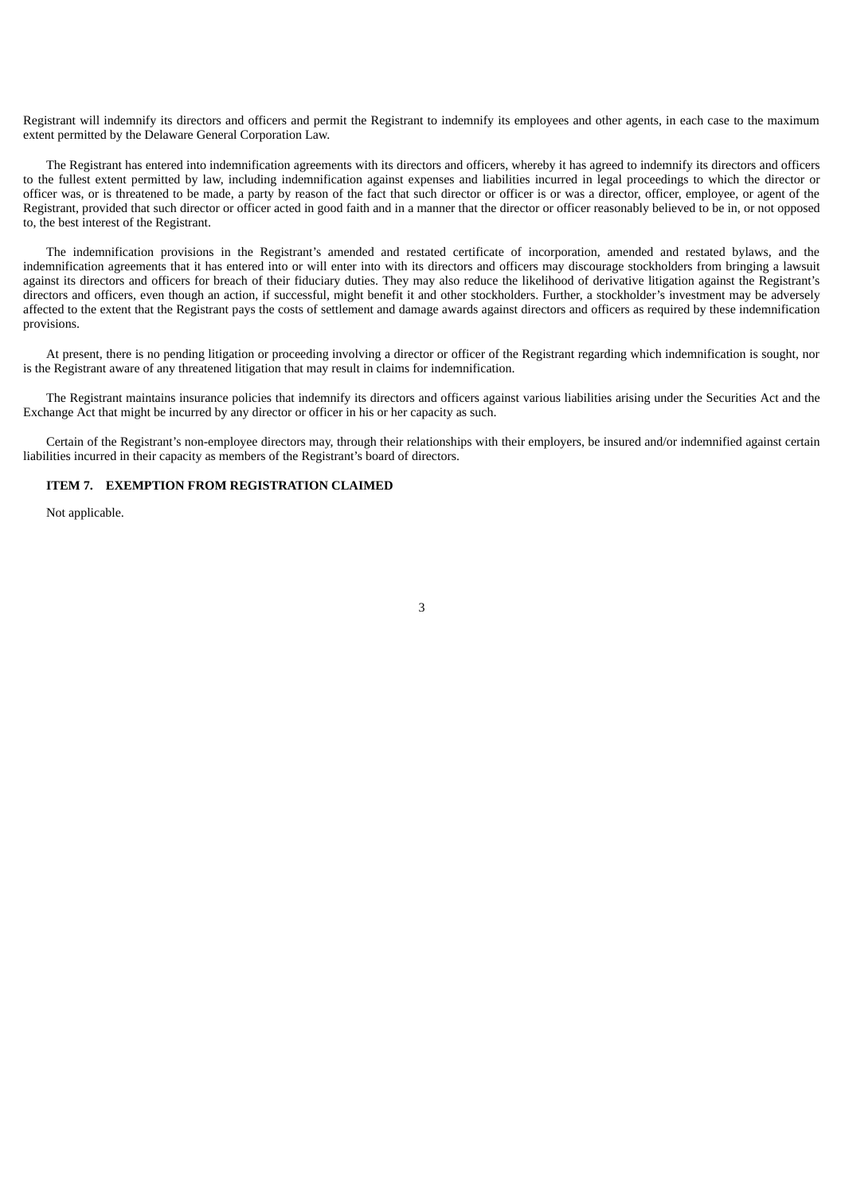Registrant will indemnify its directors and officers and permit the Registrant to indemnify its employees and other agents, in each case to the maximum extent permitted by the Delaware General Corporation Law.

The Registrant has entered into indemnification agreements with its directors and officers, whereby it has agreed to indemnify its directors and officers to the fullest extent permitted by law, including indemnification against expenses and liabilities incurred in legal proceedings to which the director or officer was, or is threatened to be made, a party by reason of the fact that such director or officer is or was a director, officer, employee, or agent of the Registrant, provided that such director or officer acted in good faith and in a manner that the director or officer reasonably believed to be in, or not opposed to, the best interest of the Registrant.

The indemnification provisions in the Registrant's amended and restated certificate of incorporation, amended and restated bylaws, and the indemnification agreements that it has entered into or will enter into with its directors and officers may discourage stockholders from bringing a lawsuit against its directors and officers for breach of their fiduciary duties. They may also reduce the likelihood of derivative litigation against the Registrant's directors and officers, even though an action, if successful, might benefit it and other stockholders. Further, a stockholder's investment may be adversely affected to the extent that the Registrant pays the costs of settlement and damage awards against directors and officers as required by these indemnification provisions.

At present, there is no pending litigation or proceeding involving a director or officer of the Registrant regarding which indemnification is sought, nor is the Registrant aware of any threatened litigation that may result in claims for indemnification.

The Registrant maintains insurance policies that indemnify its directors and officers against various liabilities arising under the Securities Act and the Exchange Act that might be incurred by any director or officer in his or her capacity as such.

Certain of the Registrant's non-employee directors may, through their relationships with their employers, be insured and/or indemnified against certain liabilities incurred in their capacity as members of the Registrant's board of directors.

**ITEM 7. EXEMPTION FROM REGISTRATION CLAIMED**

Not applicable.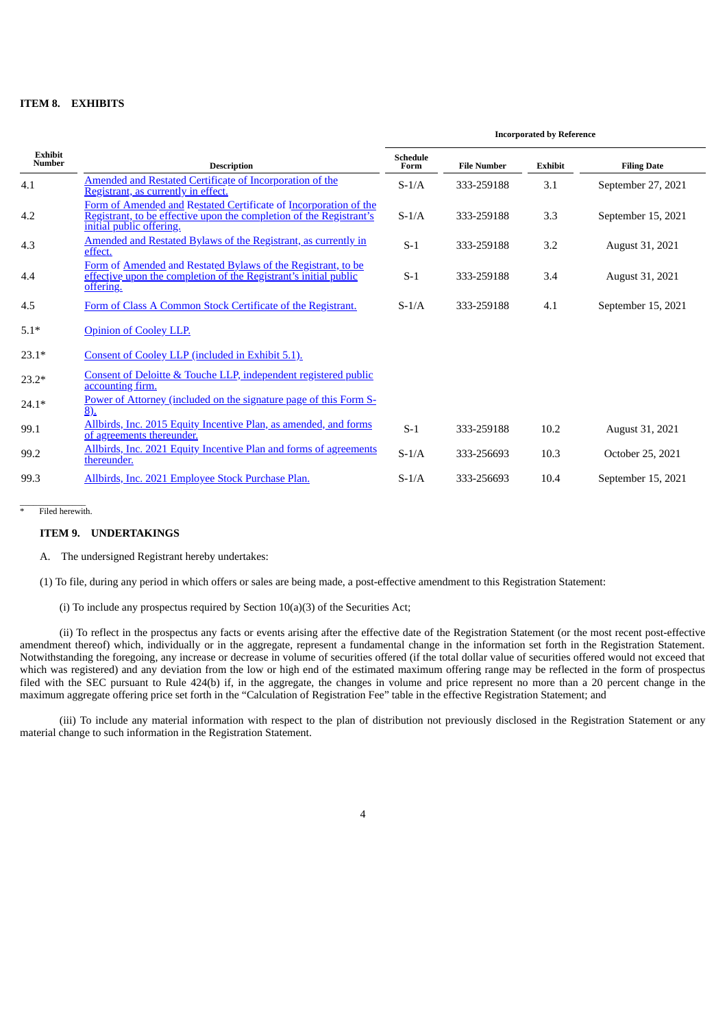## ITEM 8. EXHIBITS

| Exhibit Number | Description | Incorporated by Reference | | | |
|---|---|---|---|---|---|
| | | Schedule Form | File Number | Exhibit | Filing Date |
| 4.1 | Amended and Restated Certificate of Incorporation of the Registrant, as currently in effect. | S-1/A | 333-259188 | 3.1 | September 27, 2021 |
| 4.2 | Form of Amended and Restated Certificate of Incorporation of the Registrant, to be effective upon the completion of the Registrant's initial public offering. | S-1/A | 333-259188 | 3.3 | September 15, 2021 |
| 4.3 | Amended and Restated Bylaws of the Registrant, as currently in effect. | S-1 | 333-259188 | 3.2 | August 31, 2021 |
| 4.4 | Form of Amended and Restated Bylaws of the Registrant, to be effective upon the completion of the Registrant's initial public offering. | S-1 | 333-259188 | 3.4 | August 31, 2021 |
| 4.5 | Form of Class A Common Stock Certificate of the Registrant. | S-1/A | 333-259188 | 4.1 | September 15, 2021 |
| 5.1* | Opinion of Cooley LLP. | | | | |
| 23.1* | Consent of Cooley LLP (included in Exhibit 5.1). | | | | |
| 23.2* | Consent of Deloitte & Touche LLP, independent registered public accounting firm. | | | | |
| 24.1* | Power of Attorney (included on the signature page of this Form S-8). | | | | |
| 99.1 | Allbirds, Inc. 2015 Equity Incentive Plan, as amended, and forms of agreements thereunder. | S-1 | 333-259188 | 10.2 | August 31, 2021 |
| 99.2 | Allbirds, Inc. 2021 Equity Incentive Plan and forms of agreements thereunder. | S-1/A | 333-256693 | 10.3 | October 25, 2021 |
| 99.3 | Allbirds, Inc. 2021 Employee Stock Purchase Plan. | S-1/A | 333-256693 | 10.4 | September 15, 2021 |

\* Filed herewith.

## ITEM 9. UNDERTAKINGS

A. The undersigned Registrant hereby undertakes:

(1) To file, during any period in which offers or sales are being made, a post-effective amendment to this Registration Statement:

(i) To include any prospectus required by Section 10(a)(3) of the Securities Act;

(ii) To reflect in the prospectus any facts or events arising after the effective date of the Registration Statement (or the most recent post-effective amendment thereof) which, individually or in the aggregate, represent a fundamental change in the information set forth in the Registration Statement. Notwithstanding the foregoing, any increase or decrease in volume of securities offered (if the total dollar value of securities offered would not exceed that which was registered) and any deviation from the low or high end of the estimated maximum offering range may be reflected in the form of prospectus filed with the SEC pursuant to Rule 424(b) if, in the aggregate, the changes in volume and price represent no more than a 20 percent change in the maximum aggregate offering price set forth in the "Calculation of Registration Fee" table in the effective Registration Statement; and

(iii) To include any material information with respect to the plan of distribution not previously disclosed in the Registration Statement or any material change to such information in the Registration Statement.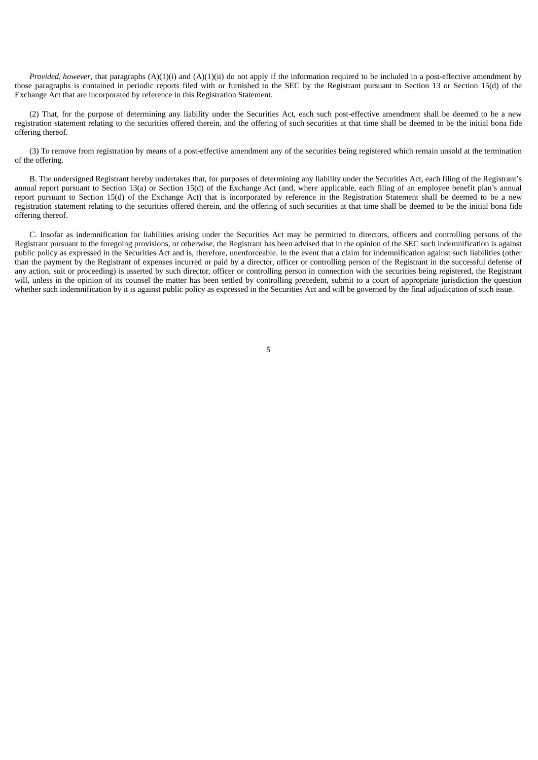*Provided*, *however*, that paragraphs (A)(1)(i) and (A)(1)(ii) do not apply if the information required to be included in a post-effective amendment by those paragraphs is contained in periodic reports filed with or furnished to the SEC by the Registrant pursuant to Section 13 or Section 15(d) of the Exchange Act that are incorporated by reference in this Registration Statement.

(2) That, for the purpose of determining any liability under the Securities Act, each such post-effective amendment shall be deemed to be a new registration statement relating to the securities offered therein, and the offering of such securities at that time shall be deemed to be the initial bona fide offering thereof.

(3) To remove from registration by means of a post-effective amendment any of the securities being registered which remain unsold at the termination of the offering.

B. The undersigned Registrant hereby undertakes that, for purposes of determining any liability under the Securities Act, each filing of the Registrant's annual report pursuant to Section 13(a) or Section 15(d) of the Exchange Act (and, where applicable, each filing of an employee benefit plan's annual report pursuant to Section 15(d) of the Exchange Act) that is incorporated by reference in the Registration Statement shall be deemed to be a new registration statement relating to the securities offered therein, and the offering of such securities at that time shall be deemed to be the initial bona fide offering thereof.

C. Insofar as indemnification for liabilities arising under the Securities Act may be permitted to directors, officers and controlling persons of the Registrant pursuant to the foregoing provisions, or otherwise, the Registrant has been advised that in the opinion of the SEC such indemnification is against public policy as expressed in the Securities Act and is, therefore, unenforceable. In the event that a claim for indemnification against such liabilities (other than the payment by the Registrant of expenses incurred or paid by a director, officer or controlling person of the Registrant in the successful defense of any action, suit or proceeding) is asserted by such director, officer or controlling person in connection with the securities being registered, the Registrant will, unless in the opinion of its counsel the matter has been settled by controlling precedent, submit to a court of appropriate jurisdiction the question whether such indemnification by it is against public policy as expressed in the Securities Act and will be governed by the final adjudication of such issue.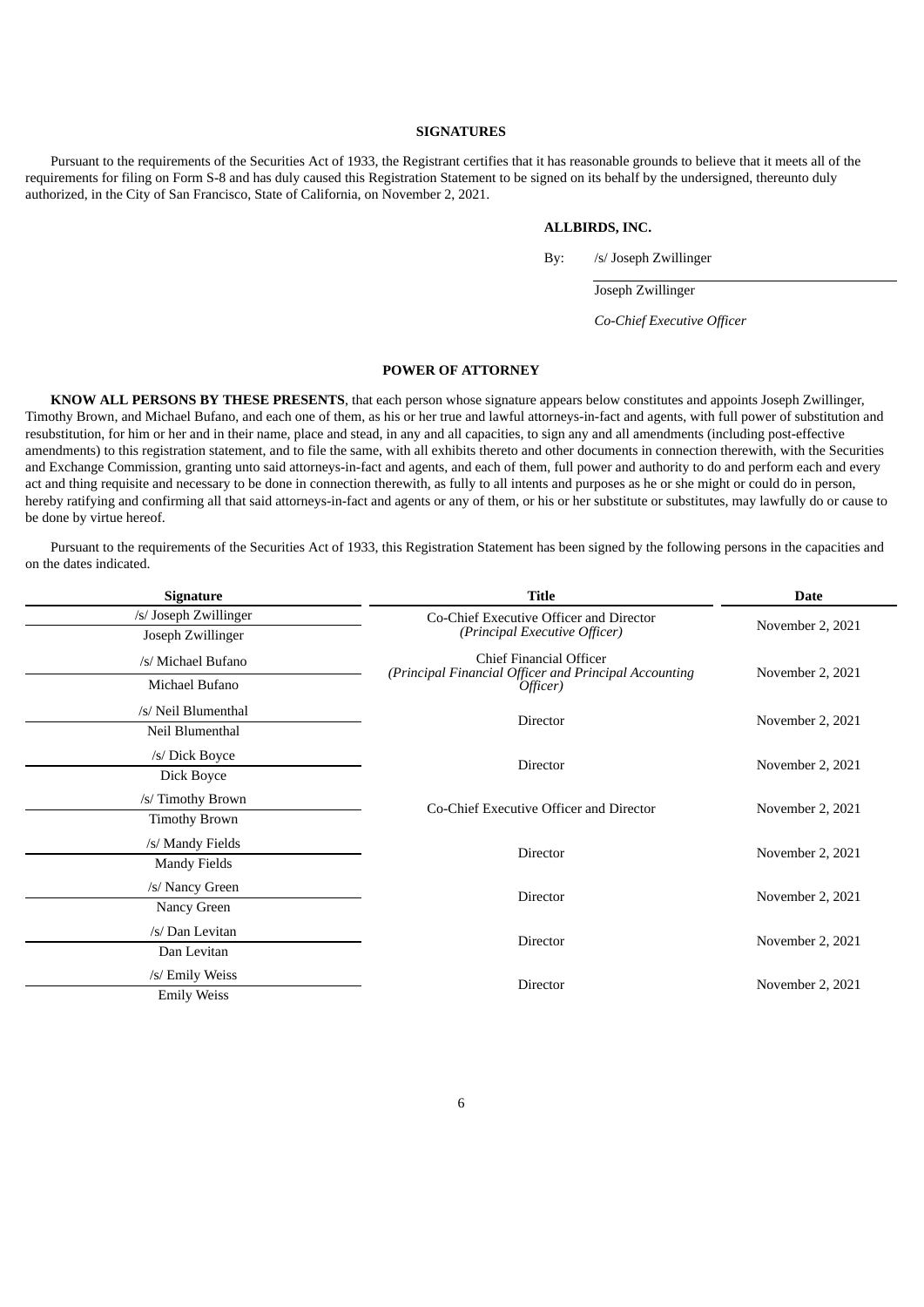## SIGNATURES

Pursuant to the requirements of the Securities Act of 1933, the Registrant certifies that it has reasonable grounds to believe that it meets all of the requirements for filing on Form S-8 and has duly caused this Registration Statement to be signed on its behalf by the undersigned, thereunto duly authorized, in the City of San Francisco, State of California, on November 2, 2021.

**ALLBIRDS, INC.**

By: /s/ Joseph Zwillinger

Joseph Zwillinger

*Co-Chief Executive Officer*

## POWER OF ATTORNEY

**KNOW ALL PERSONS BY THESE PRESENTS**, that each person whose signature appears below constitutes and appoints Joseph Zwillinger, Timothy Brown, and Michael Bufano, and each one of them, as his or her true and lawful attorneys-in-fact and agents, with full power of substitution and resubstitution, for him or her and in their name, place and stead, in any and all capacities, to sign any and all amendments (including post-effective amendments) to this registration statement, and to file the same, with all exhibits thereto and other documents in connection therewith, with the Securities and Exchange Commission, granting unto said attorneys-in-fact and agents, and each of them, full power and authority to do and perform each and every act and thing requisite and necessary to be done in connection therewith, as fully to all intents and purposes as he or she might or could do in person, hereby ratifying and confirming all that said attorneys-in-fact and agents or any of them, or his or her substitute or substitutes, may lawfully do or cause to be done by virtue hereof.

Pursuant to the requirements of the Securities Act of 1933, this Registration Statement has been signed by the following persons in the capacities and on the dates indicated.

| Signature | Title | Date |
|---|---|---|
| /s/ Joseph Zwillinger<br>Joseph Zwillinger | Co-Chief Executive Officer and Director<br>*(Principal Executive Officer)* | November 2, 2021 |
| /s/ Michael Bufano<br>Michael Bufano | Chief Financial Officer<br>*(Principal Financial Officer and Principal Accounting Officer)* | November 2, 2021 |
| /s/ Neil Blumenthal<br>Neil Blumenthal | Director | November 2, 2021 |
| /s/ Dick Boyce<br>Dick Boyce | Director | November 2, 2021 |
| /s/ Timothy Brown<br>Timothy Brown | Co-Chief Executive Officer and Director | November 2, 2021 |
| /s/ Mandy Fields<br>Mandy Fields | Director | November 2, 2021 |
| /s/ Nancy Green<br>Nancy Green | Director | November 2, 2021 |
| /s/ Dan Levitan<br>Dan Levitan | Director | November 2, 2021 |
| /s/ Emily Weiss<br>Emily Weiss | Director | November 2, 2021 |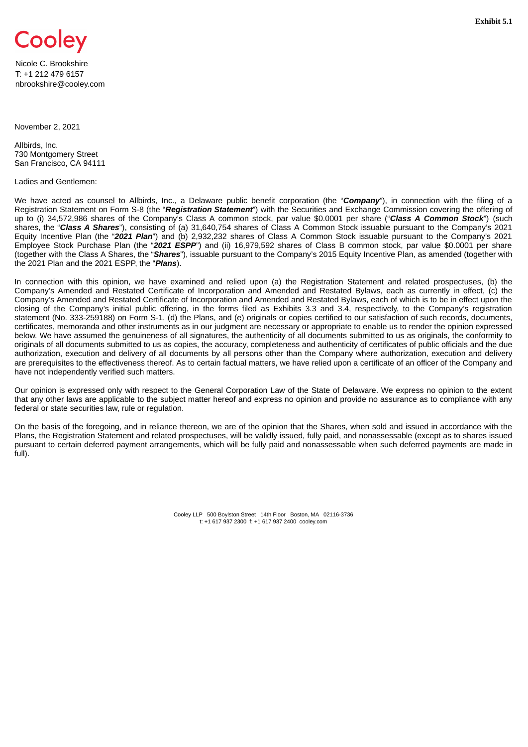**Exhibit 5.1**

Cooley

Nicole C. Brookshire
T: +1 212 479 6157
nbrookshire@cooley.com

November 2, 2021

Allbirds, Inc.
730 Montgomery Street
San Francisco, CA 94111

Ladies and Gentlemen:

We have acted as counsel to Allbirds, Inc., a Delaware public benefit corporation (the "***Company***"), in connection with the filing of a Registration Statement on Form S-8 (the "***Registration Statement***") with the Securities and Exchange Commission covering the offering of up to (i) 34,572,986 shares of the Company's Class A common stock, par value $0.0001 per share ("***Class A Common Stock***") (such shares, the "***Class A Shares***"), consisting of (a) 31,640,754 shares of Class A Common Stock issuable pursuant to the Company's 2021 Equity Incentive Plan (the "***2021 Plan***") and (b) 2,932,232 shares of Class A Common Stock issuable pursuant to the Company's 2021 Employee Stock Purchase Plan (the "***2021 ESPP***") and (ii) 16,979,592 shares of Class B common stock, par value $0.0001 per share (together with the Class A Shares, the "***Shares***"), issuable pursuant to the Company's 2015 Equity Incentive Plan, as amended (together with the 2021 Plan and the 2021 ESPP, the "***Plans***).

In connection with this opinion, we have examined and relied upon (a) the Registration Statement and related prospectuses, (b) the Company's Amended and Restated Certificate of Incorporation and Amended and Restated Bylaws, each as currently in effect, (c) the Company's Amended and Restated Certificate of Incorporation and Amended and Restated Bylaws, each of which is to be in effect upon the closing of the Company's initial public offering, in the forms filed as Exhibits 3.3 and 3.4, respectively, to the Company's registration statement (No. 333-259188) on Form S-1, (d) the Plans, and (e) originals or copies certified to our satisfaction of such records, documents, certificates, memoranda and other instruments as in our judgment are necessary or appropriate to enable us to render the opinion expressed below. We have assumed the genuineness of all signatures, the authenticity of all documents submitted to us as originals, the conformity to originals of all documents submitted to us as copies, the accuracy, completeness and authenticity of certificates of public officials and the due authorization, execution and delivery of all documents by all persons other than the Company where authorization, execution and delivery are prerequisites to the effectiveness thereof. As to certain factual matters, we have relied upon a certificate of an officer of the Company and have not independently verified such matters.

Our opinion is expressed only with respect to the General Corporation Law of the State of Delaware. We express no opinion to the extent that any other laws are applicable to the subject matter hereof and express no opinion and provide no assurance as to compliance with any federal or state securities law, rule or regulation.

On the basis of the foregoing, and in reliance thereon, we are of the opinion that the Shares, when sold and issued in accordance with the Plans, the Registration Statement and related prospectuses, will be validly issued, fully paid, and nonassessable (except as to shares issued pursuant to certain deferred payment arrangements, which will be fully paid and nonassessable when such deferred payments are made in full).

Cooley LLP 500 Boylston Street 14th Floor Boston, MA 02116-3736
t: +1 617 937 2300 f: +1 617 937 2400 cooley.com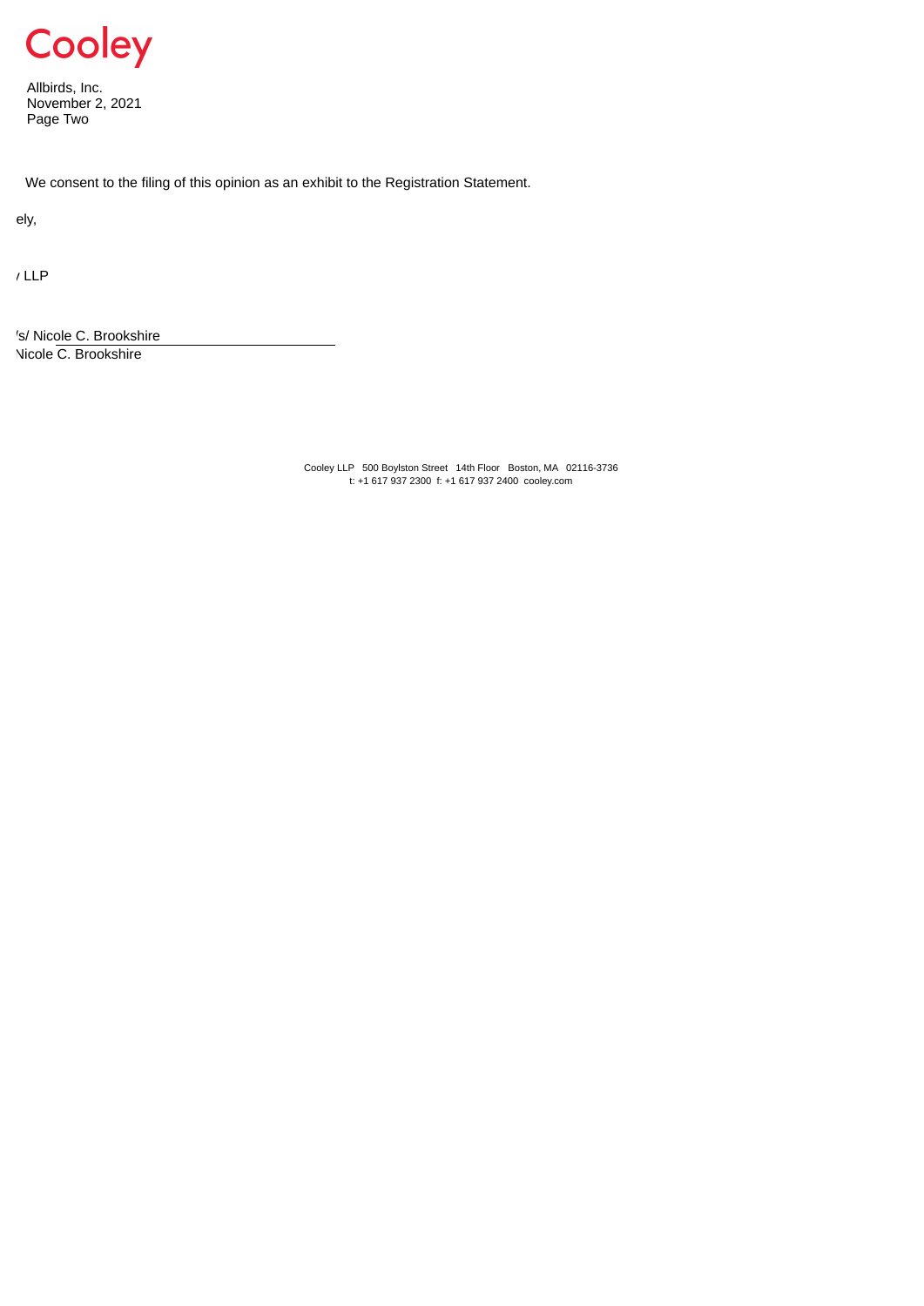We consent to the filing of this opinion as an exhibit to the Registration Statement.

ely,

/ LLP

/s/ Nicole C. Brookshire

Nicole C. Brookshire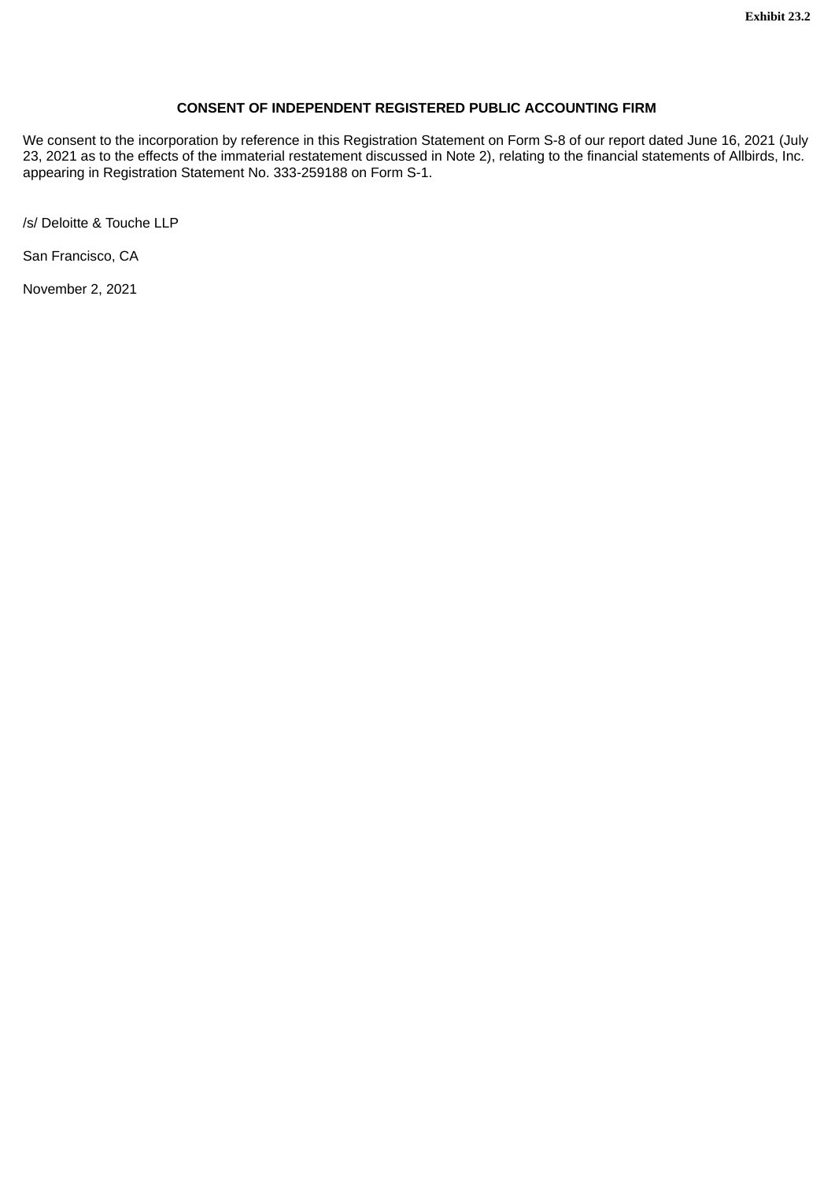**Exhibit 23.2**

## CONSENT OF INDEPENDENT REGISTERED PUBLIC ACCOUNTING FIRM

We consent to the incorporation by reference in this Registration Statement on Form S-8 of our report dated June 16, 2021 (July 23, 2021 as to the effects of the immaterial restatement discussed in Note 2), relating to the financial statements of Allbirds, Inc. appearing in Registration Statement No. 333-259188 on Form S-1.

/s/ Deloitte & Touche LLP

San Francisco, CA

November 2, 2021